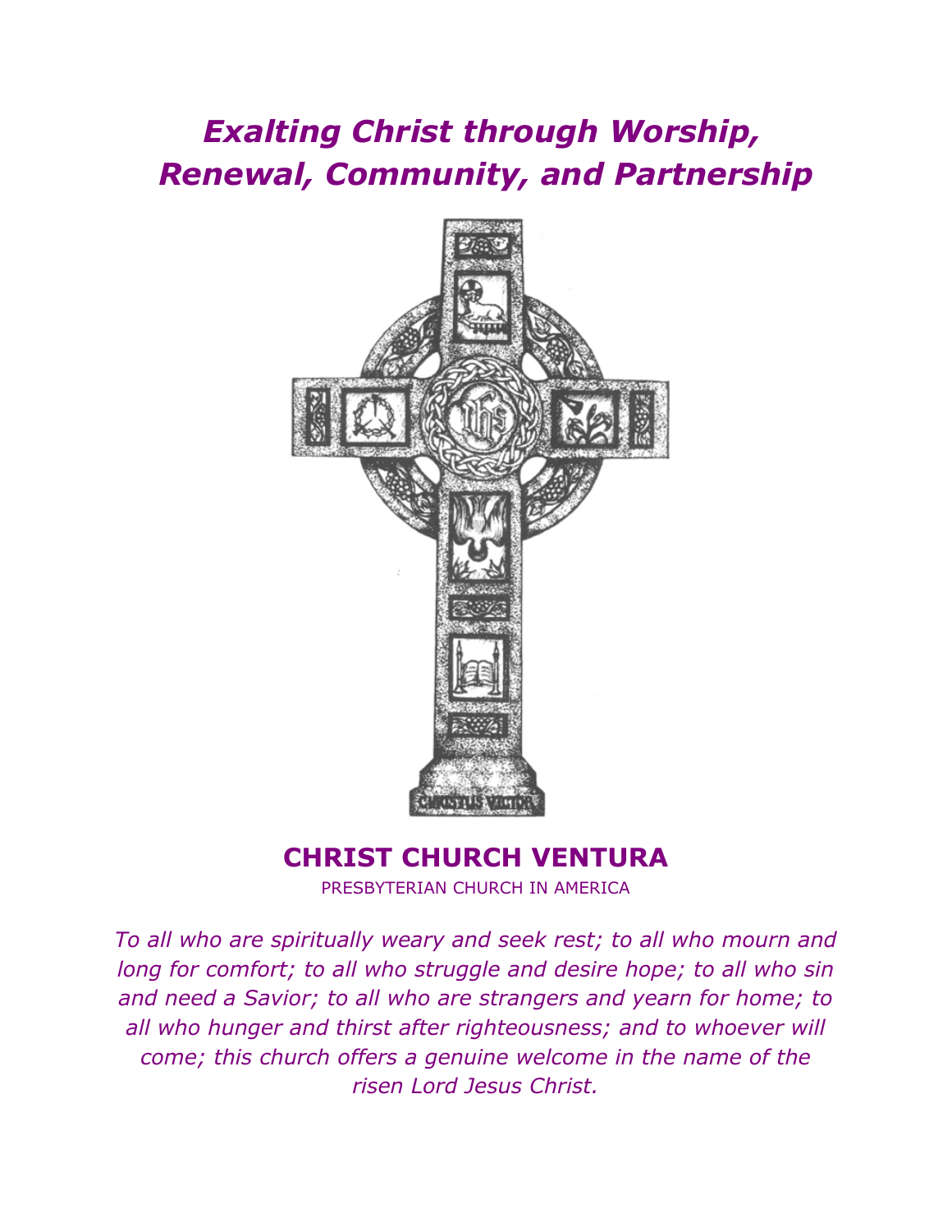# *Exalting Christ through Worship, Renewal, Community, and Partnership*

## CHRIST CHURCH VENTURA

PRESBYTERIAN CHURCH IN AMERICA

*To all who are spiritually weary and seek rest; to all who mourn and long for comfort; to all who struggle and desire hope; to all who sin and need a Savior; to all who are strangers and yearn for home; to all who hunger and thirst after righteousness; and to whoever will come; this church offers a genuine welcome in the name of the risen Lord Jesus Christ.*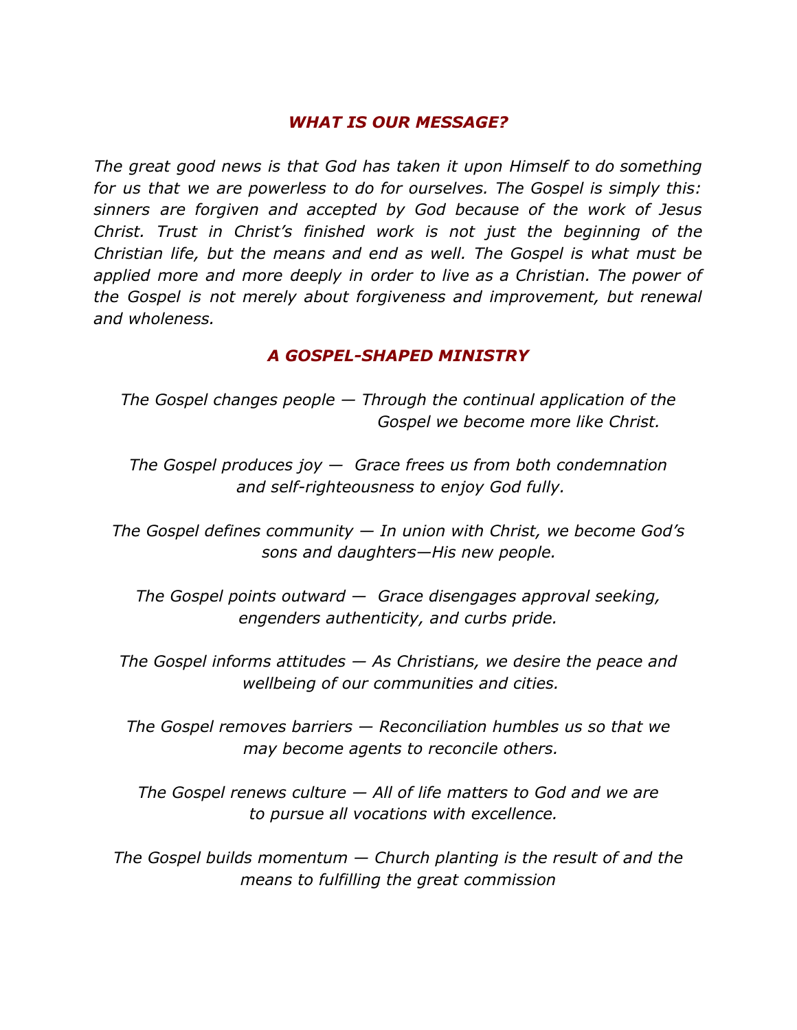## *WHAT IS OUR MESSAGE?*

*The great good news is that God has taken it upon Himself to do something for us that we are powerless to do for ourselves. The Gospel is simply this: sinners are forgiven and accepted by God because of the work of Jesus Christ. Trust in Christ's finished work is not just the beginning of the Christian life, but the means and end as well. The Gospel is what must be applied more and more deeply in order to live as a Christian. The power of the Gospel is not merely about forgiveness and improvement, but renewal and wholeness.*

## *A GOSPEL-SHAPED MINISTRY*

*The Gospel changes people — Through the continual application of the Gospel we become more like Christ.*

*The Gospel produces joy — Grace frees us from both condemnation and self-righteousness to enjoy God fully.*

*The Gospel defines community — In union with Christ, we become God's sons and daughters—His new people.*

*The Gospel points outward — Grace disengages approval seeking, engenders authenticity, and curbs pride.*

*The Gospel informs attitudes — As Christians, we desire the peace and wellbeing of our communities and cities.*

*The Gospel removes barriers — Reconciliation humbles us so that we may become agents to reconcile others.*

*The Gospel renews culture — All of life matters to God and we are to pursue all vocations with excellence.*

*The Gospel builds momentum — Church planting is the result of and the means to fulfilling the great commission*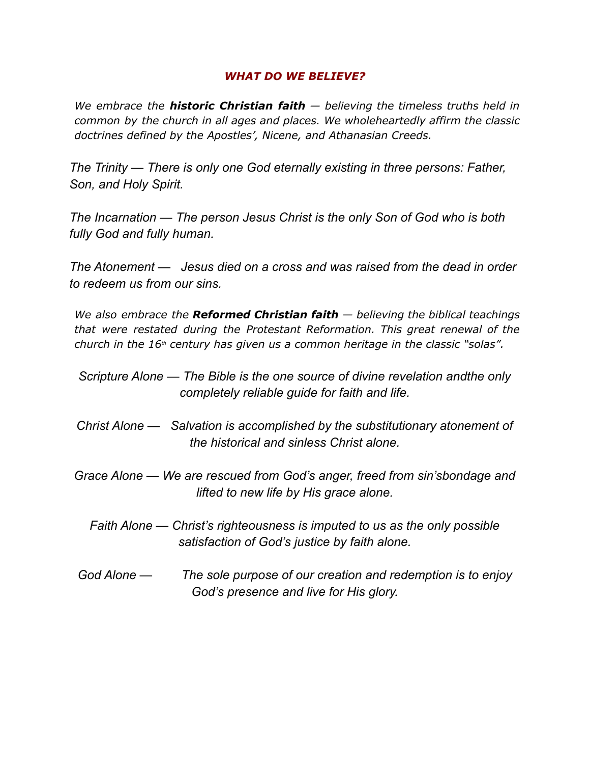### ***WHAT DO WE BELIEVE?***

*We embrace the **historic Christian faith** — believing the timeless truths held in common by the church in all ages and places. We wholeheartedly affirm the classic doctrines defined by the Apostles', Nicene, and Athanasian Creeds.*

*The Trinity — There is only one God eternally existing in three persons: Father, Son, and Holy Spirit.*

*The Incarnation — The person Jesus Christ is the only Son of God who is both fully God and fully human.*

*The Atonement — Jesus died on a cross and was raised from the dead in order to redeem us from our sins.*

*We also embrace the **Reformed Christian faith** — believing the biblical teachings that were restated during the Protestant Reformation. This great renewal of the church in the 16th century has given us a common heritage in the classic "solas".*

*Scripture Alone — The Bible is the one source of divine revelation andthe only completely reliable guide for faith and life.*

*Christ Alone — Salvation is accomplished by the substitutionary atonement of the historical and sinless Christ alone.*

*Grace Alone — We are rescued from God's anger, freed from sin'sbondage and lifted to new life by His grace alone.*

*Faith Alone — Christ's righteousness is imputed to us as the only possible satisfaction of God's justice by faith alone.*

*God Alone — The sole purpose of our creation and redemption is to enjoy God's presence and live for His glory.*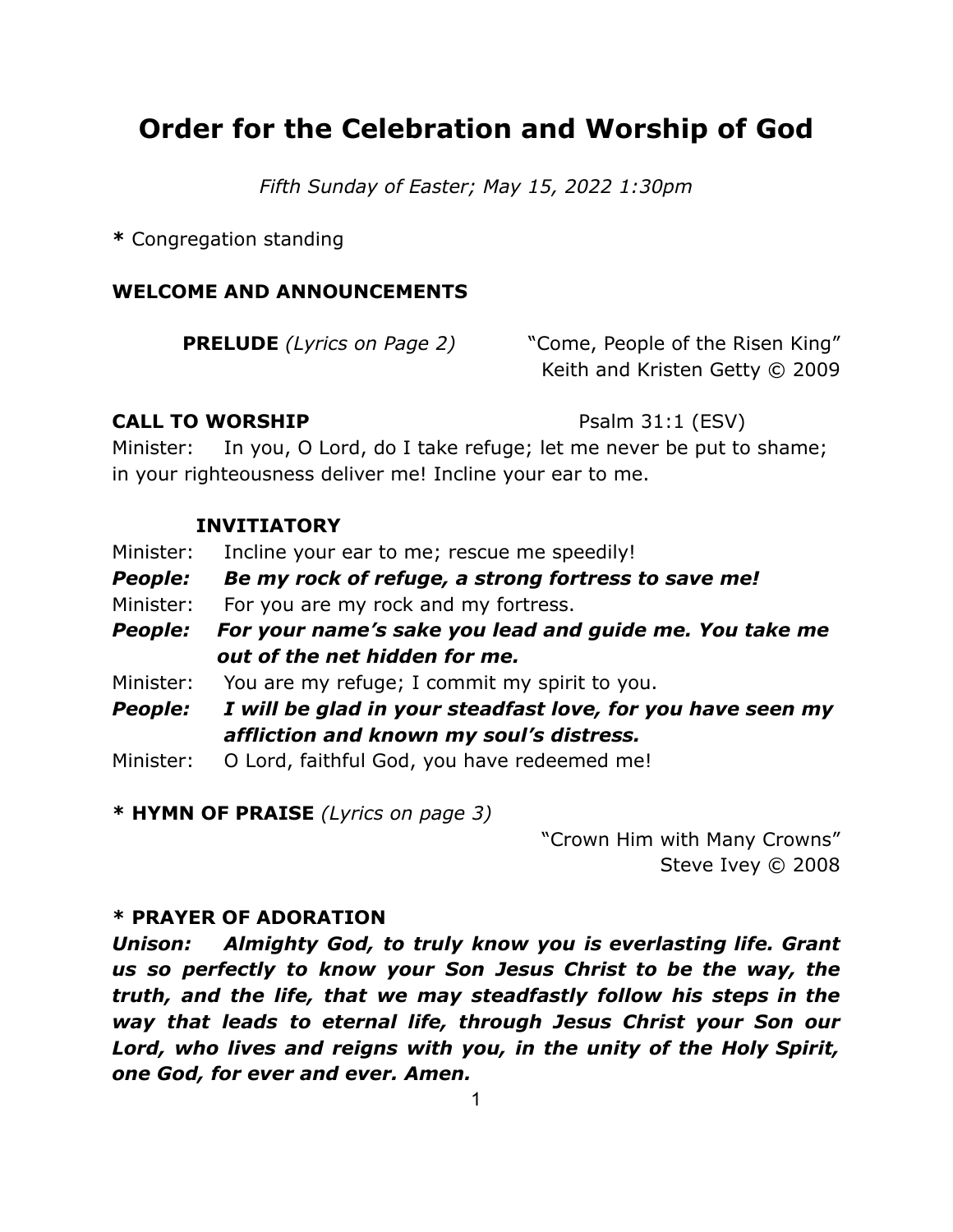# Order for the Celebration and Worship of God

*Fifth Sunday of Easter; May 15, 2022 1:30pm*

**\*** Congregation standing

**WELCOME AND ANNOUNCEMENTS**

**PRELUDE** *(Lyrics on Page 2)* "Come, People of the Risen King"
Keith and Kristen Getty © 2009

**CALL TO WORSHIP** Psalm 31:1 (ESV)

Minister: In you, O Lord, do I take refuge; let me never be put to shame; in your righteousness deliver me! Incline your ear to me.

**INVITIATORY**

Minister: Incline your ear to me; rescue me speedily!

***People: Be my rock of refuge, a strong fortress to save me!***

Minister: For you are my rock and my fortress.

***People: For your name's sake you lead and guide me. You take me out of the net hidden for me.***

Minister: You are my refuge; I commit my spirit to you.

***People: I will be glad in your steadfast love, for you have seen my affliction and known my soul's distress.***

Minister: O Lord, faithful God, you have redeemed me!

**\* HYMN OF PRAISE** *(Lyrics on page 3)*

"Crown Him with Many Crowns"
Steve Ivey © 2008

**\* PRAYER OF ADORATION**

***Unison: Almighty God, to truly know you is everlasting life. Grant us so perfectly to know your Son Jesus Christ to be the way, the truth, and the life, that we may steadfastly follow his steps in the way that leads to eternal life, through Jesus Christ your Son our Lord, who lives and reigns with you, in the unity of the Holy Spirit, one God, for ever and ever. Amen.***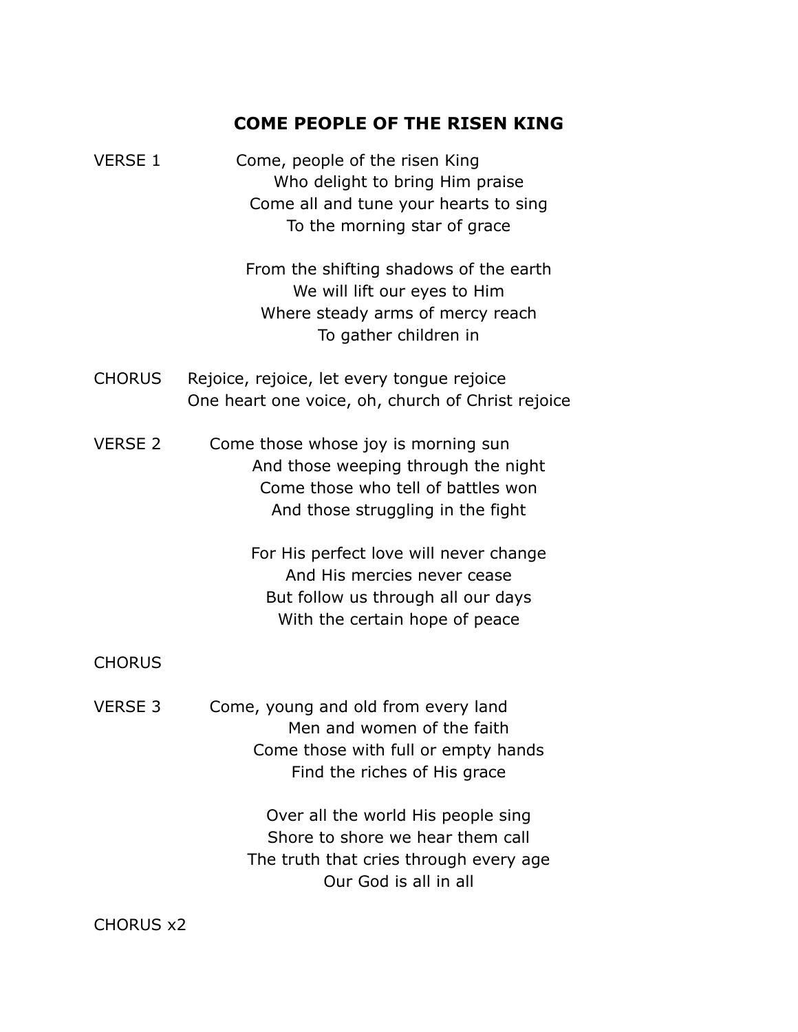## COME PEOPLE OF THE RISEN KING

VERSE 1

Come, people of the risen King
Who delight to bring Him praise
Come all and tune your hearts to sing
To the morning star of grace

From the shifting shadows of the earth
We will lift our eyes to Him
Where steady arms of mercy reach
To gather children in

CHORUS

Rejoice, rejoice, let every tongue rejoice
One heart one voice, oh, church of Christ rejoice

VERSE 2

Come those whose joy is morning sun
And those weeping through the night
Come those who tell of battles won
And those struggling in the fight

For His perfect love will never change
And His mercies never cease
But follow us through all our days
With the certain hope of peace

CHORUS

VERSE 3

Come, young and old from every land
Men and women of the faith
Come those with full or empty hands
Find the riches of His grace

Over all the world His people sing
Shore to shore we hear them call
The truth that cries through every age
Our God is all in all

CHORUS x2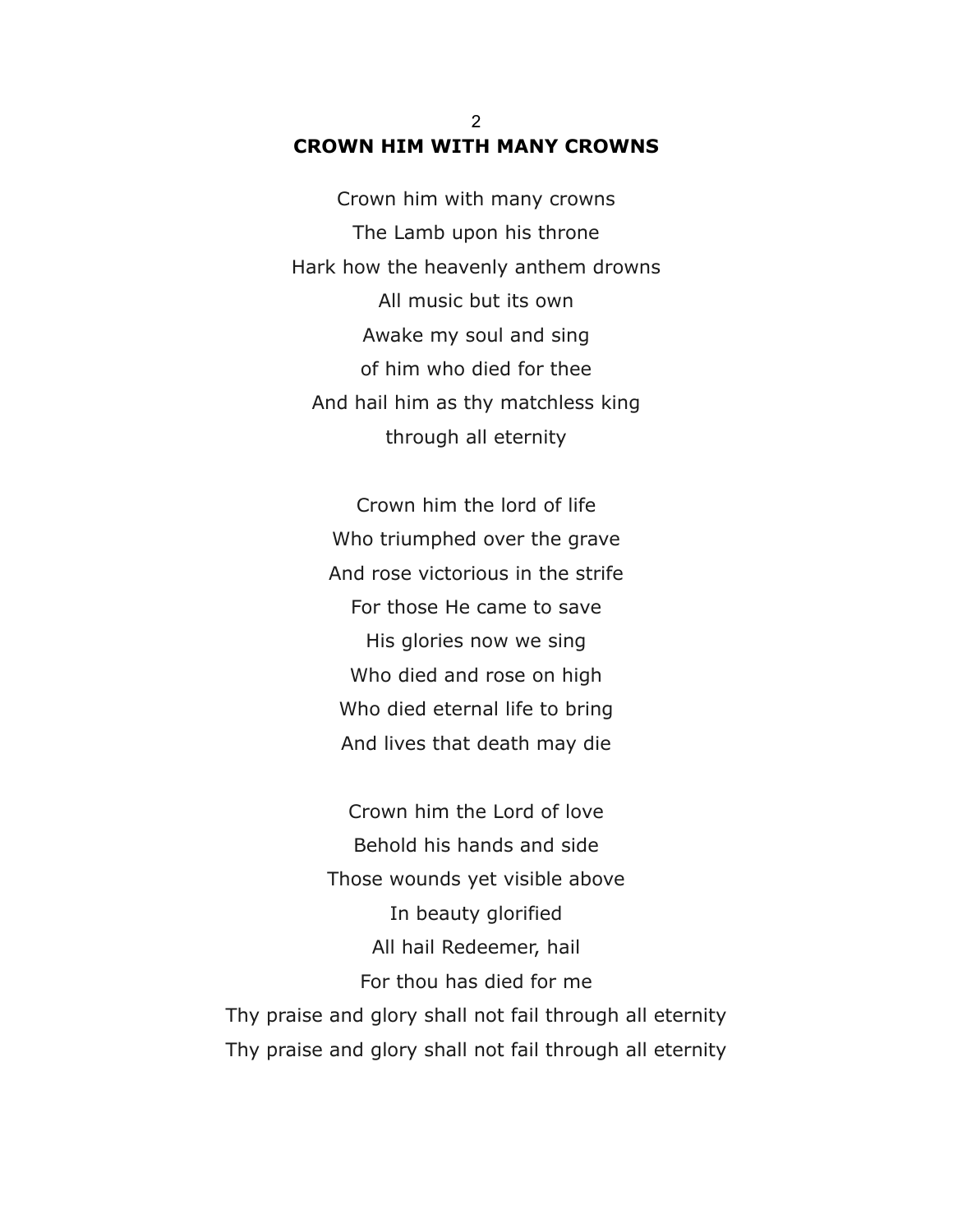## CROWN HIM WITH MANY CROWNS

Crown him with many crowns
The Lamb upon his throne
Hark how the heavenly anthem drowns
All music but its own
Awake my soul and sing
of him who died for thee
And hail him as thy matchless king
through all eternity

Crown him the lord of life
Who triumphed over the grave
And rose victorious in the strife
For those He came to save
His glories now we sing
Who died and rose on high
Who died eternal life to bring
And lives that death may die

Crown him the Lord of love
Behold his hands and side
Those wounds yet visible above
In beauty glorified
All hail Redeemer, hail
For thou has died for me
Thy praise and glory shall not fail through all eternity
Thy praise and glory shall not fail through all eternity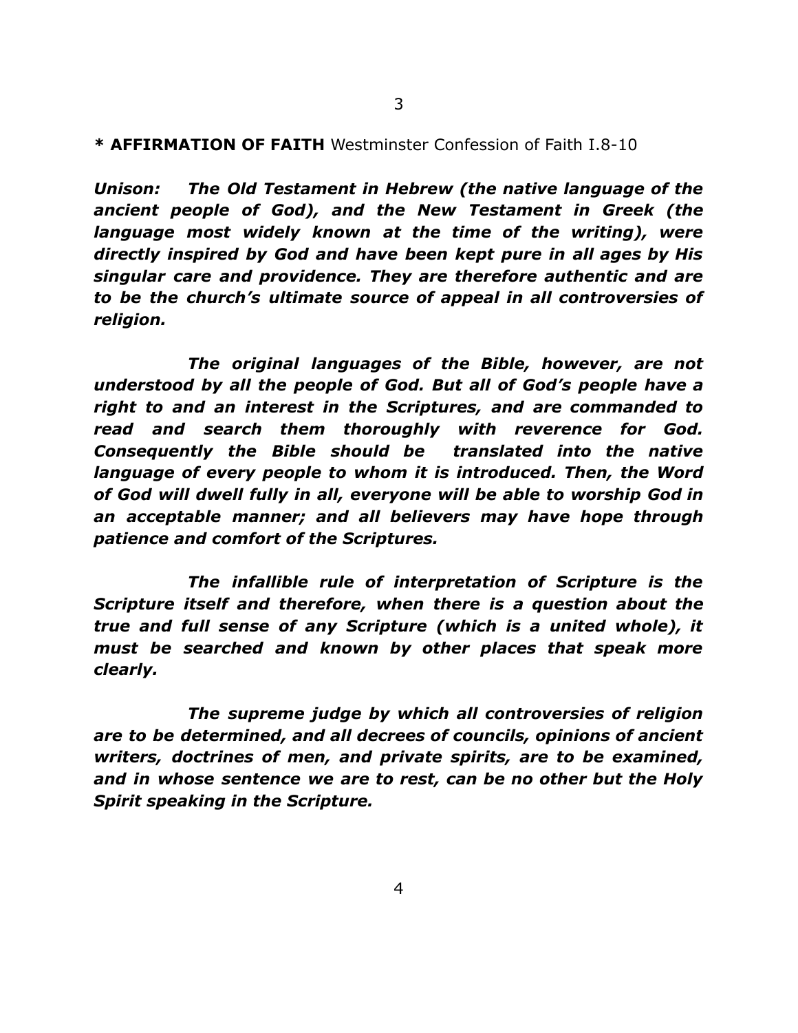**\* AFFIRMATION OF FAITH** Westminster Confession of Faith I.8-10

***Unison:*** ***The Old Testament in Hebrew (the native language of the ancient people of God), and the New Testament in Greek (the language most widely known at the time of the writing), were directly inspired by God and have been kept pure in all ages by His singular care and providence. They are therefore authentic and are to be the church's ultimate source of appeal in all controversies of religion.***

***The original languages of the Bible, however, are not understood by all the people of God. But all of God's people have a right to and an interest in the Scriptures, and are commanded to read and search them thoroughly with reverence for God. Consequently the Bible should be translated into the native language of every people to whom it is introduced. Then, the Word of God will dwell fully in all, everyone will be able to worship God in an acceptable manner; and all believers may have hope through patience and comfort of the Scriptures.***

***The infallible rule of interpretation of Scripture is the Scripture itself and therefore, when there is a question about the true and full sense of any Scripture (which is a united whole), it must be searched and known by other places that speak more clearly.***

***The supreme judge by which all controversies of religion are to be determined, and all decrees of councils, opinions of ancient writers, doctrines of men, and private spirits, are to be examined, and in whose sentence we are to rest, can be no other but the Holy Spirit speaking in the Scripture.***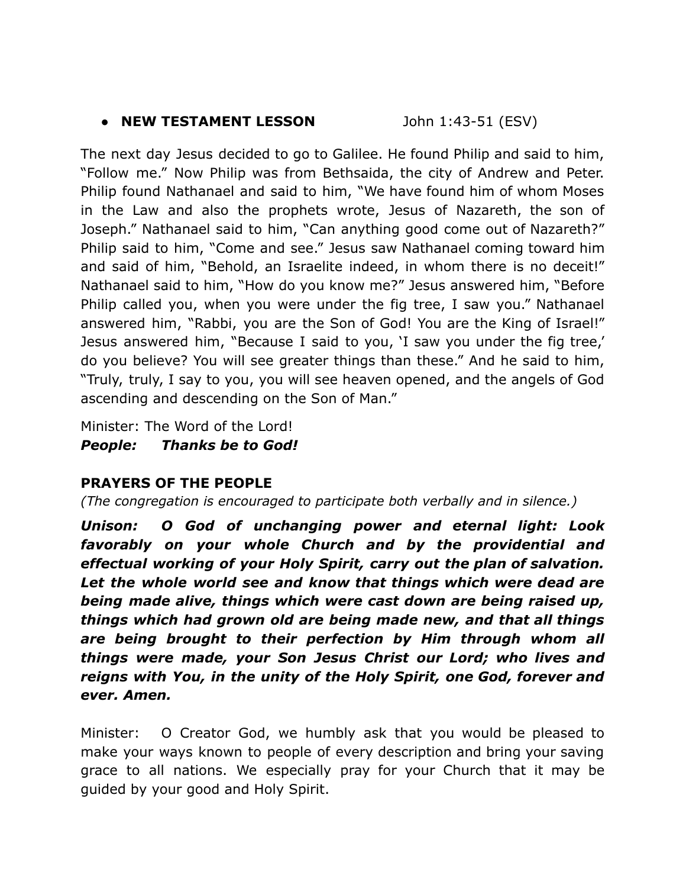- **NEW TESTAMENT LESSON** John 1:43-51 (ESV)

The next day Jesus decided to go to Galilee. He found Philip and said to him, "Follow me." Now Philip was from Bethsaida, the city of Andrew and Peter. Philip found Nathanael and said to him, "We have found him of whom Moses in the Law and also the prophets wrote, Jesus of Nazareth, the son of Joseph." Nathanael said to him, "Can anything good come out of Nazareth?" Philip said to him, "Come and see." Jesus saw Nathanael coming toward him and said of him, "Behold, an Israelite indeed, in whom there is no deceit!" Nathanael said to him, "How do you know me?" Jesus answered him, "Before Philip called you, when you were under the fig tree, I saw you." Nathanael answered him, "Rabbi, you are the Son of God! You are the King of Israel!" Jesus answered him, "Because I said to you, 'I saw you under the fig tree,' do you believe? You will see greater things than these." And he said to him, "Truly, truly, I say to you, you will see heaven opened, and the angels of God ascending and descending on the Son of Man."

Minister: The Word of the Lord!
***People: Thanks be to God!***

**PRAYERS OF THE PEOPLE**
*(The congregation is encouraged to participate both verbally and in silence.)*

***Unison: O God of unchanging power and eternal light: Look favorably on your whole Church and by the providential and effectual working of your Holy Spirit, carry out the plan of salvation. Let the whole world see and know that things which were dead are being made alive, things which were cast down are being raised up, things which had grown old are being made new, and that all things are being brought to their perfection by Him through whom all things were made, your Son Jesus Christ our Lord; who lives and reigns with You, in the unity of the Holy Spirit, one God, forever and ever. Amen.***

Minister: O Creator God, we humbly ask that you would be pleased to make your ways known to people of every description and bring your saving grace to all nations. We especially pray for your Church that it may be guided by your good and Holy Spirit.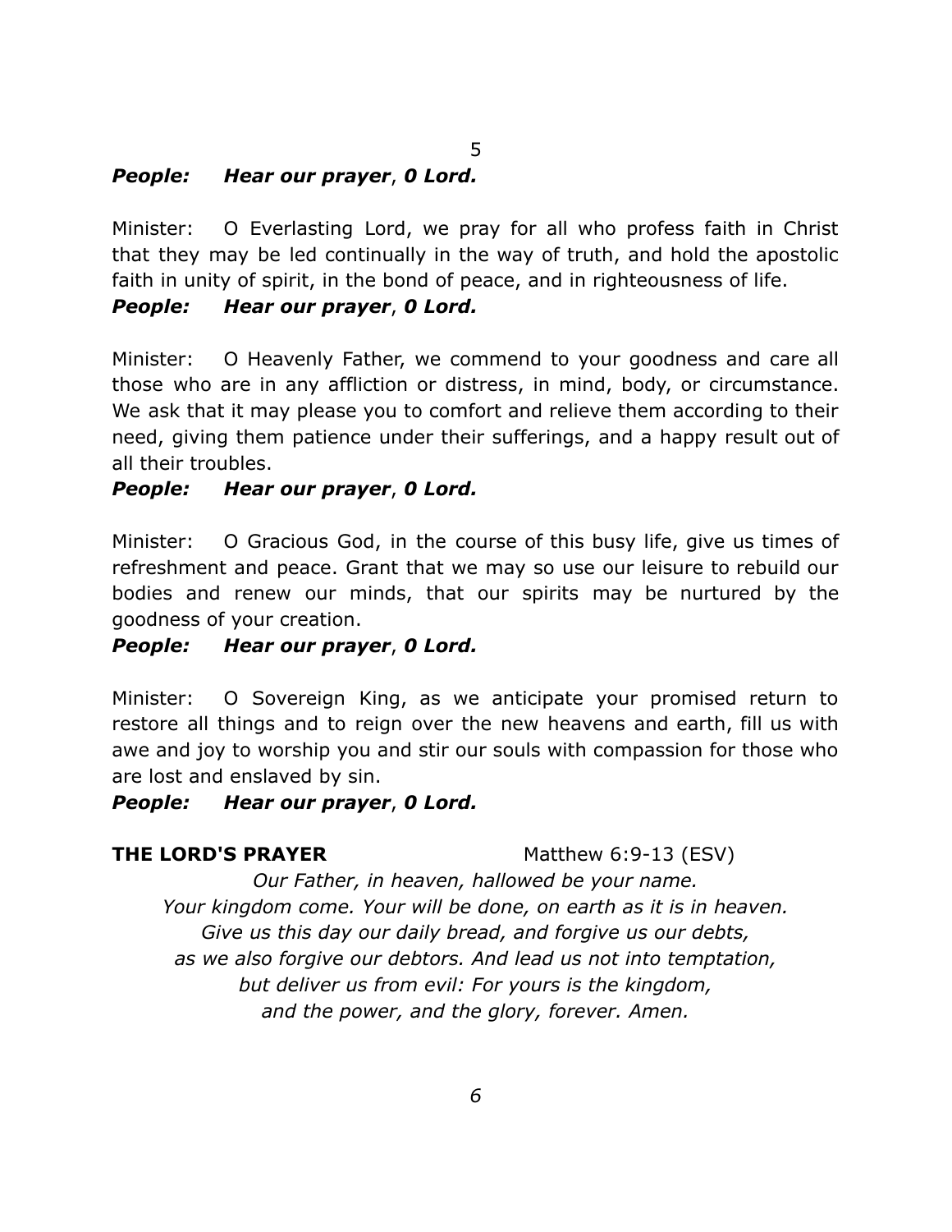***People: Hear our prayer, 0 Lord.***

Minister: O Everlasting Lord, we pray for all who profess faith in Christ that they may be led continually in the way of truth, and hold the apostolic faith in unity of spirit, in the bond of peace, and in righteousness of life.

***People: Hear our prayer, 0 Lord.***

Minister: O Heavenly Father, we commend to your goodness and care all those who are in any affliction or distress, in mind, body, or circumstance. We ask that it may please you to comfort and relieve them according to their need, giving them patience under their sufferings, and a happy result out of all their troubles.

***People: Hear our prayer, 0 Lord.***

Minister: O Gracious God, in the course of this busy life, give us times of refreshment and peace. Grant that we may so use our leisure to rebuild our bodies and renew our minds, that our spirits may be nurtured by the goodness of your creation.

***People: Hear our prayer, 0 Lord.***

Minister: O Sovereign King, as we anticipate your promised return to restore all things and to reign over the new heavens and earth, fill us with awe and joy to worship you and stir our souls with compassion for those who are lost and enslaved by sin.

***People: Hear our prayer, 0 Lord.***

**THE LORD'S PRAYER** Matthew 6:9-13 (ESV)

*Our Father, in heaven, hallowed be your name.*
*Your kingdom come. Your will be done, on earth as it is in heaven.*
*Give us this day our daily bread, and forgive us our debts,*
*as we also forgive our debtors. And lead us not into temptation,*
*but deliver us from evil: For yours is the kingdom,*
*and the power, and the glory, forever. Amen.*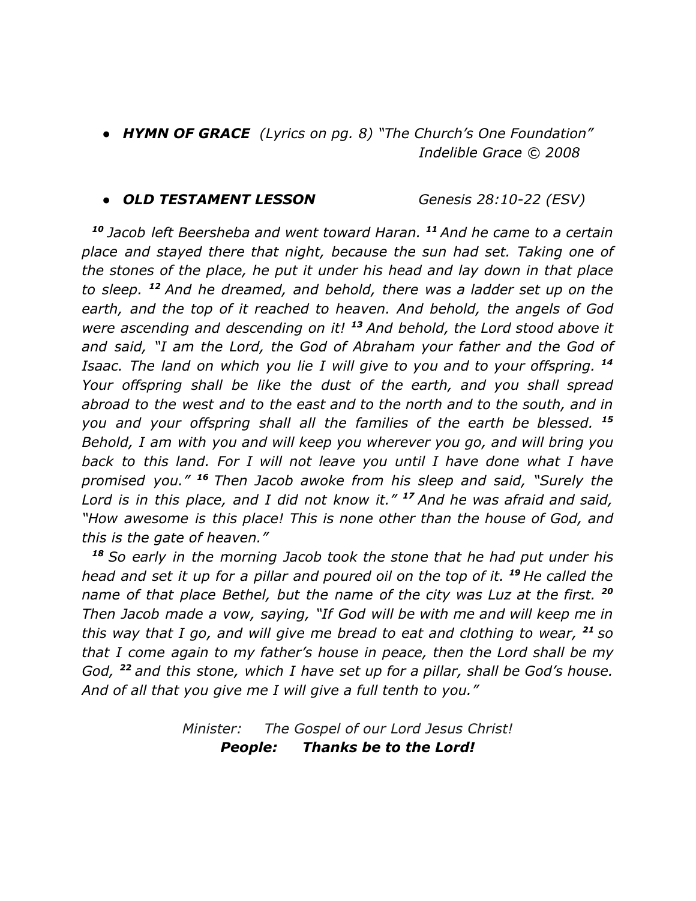- ***HYMN OF GRACE*** *(Lyrics on pg. 8) "The Church's One Foundation"*
  *Indelible Grace © 2008*

- ***OLD TESTAMENT LESSON*** *Genesis 28:10-22 (ESV)*

***10*** *Jacob left Beersheba and went toward Haran.* ***11*** *And he came to a certain place and stayed there that night, because the sun had set. Taking one of the stones of the place, he put it under his head and lay down in that place to sleep.* ***12*** *And he dreamed, and behold, there was a ladder set up on the earth, and the top of it reached to heaven. And behold, the angels of God were ascending and descending on it!* ***13*** *And behold, the Lord stood above it and said, "I am the Lord, the God of Abraham your father and the God of Isaac. The land on which you lie I will give to you and to your offspring.* ***14*** *Your offspring shall be like the dust of the earth, and you shall spread abroad to the west and to the east and to the north and to the south, and in you and your offspring shall all the families of the earth be blessed.* ***15*** *Behold, I am with you and will keep you wherever you go, and will bring you back to this land. For I will not leave you until I have done what I have promised you."* ***16*** *Then Jacob awoke from his sleep and said, "Surely the Lord is in this place, and I did not know it."* ***17*** *And he was afraid and said, "How awesome is this place! This is none other than the house of God, and this is the gate of heaven."*

***18*** *So early in the morning Jacob took the stone that he had put under his head and set it up for a pillar and poured oil on the top of it.* ***19*** *He called the name of that place Bethel, but the name of the city was Luz at the first.* ***20*** *Then Jacob made a vow, saying, "If God will be with me and will keep me in this way that I go, and will give me bread to eat and clothing to wear,* ***21*** *so that I come again to my father's house in peace, then the Lord shall be my God,* ***22*** *and this stone, which I have set up for a pillar, shall be God's house. And of all that you give me I will give a full tenth to you."*

*Minister: The Gospel of our Lord Jesus Christ!*
***People: Thanks be to the Lord!***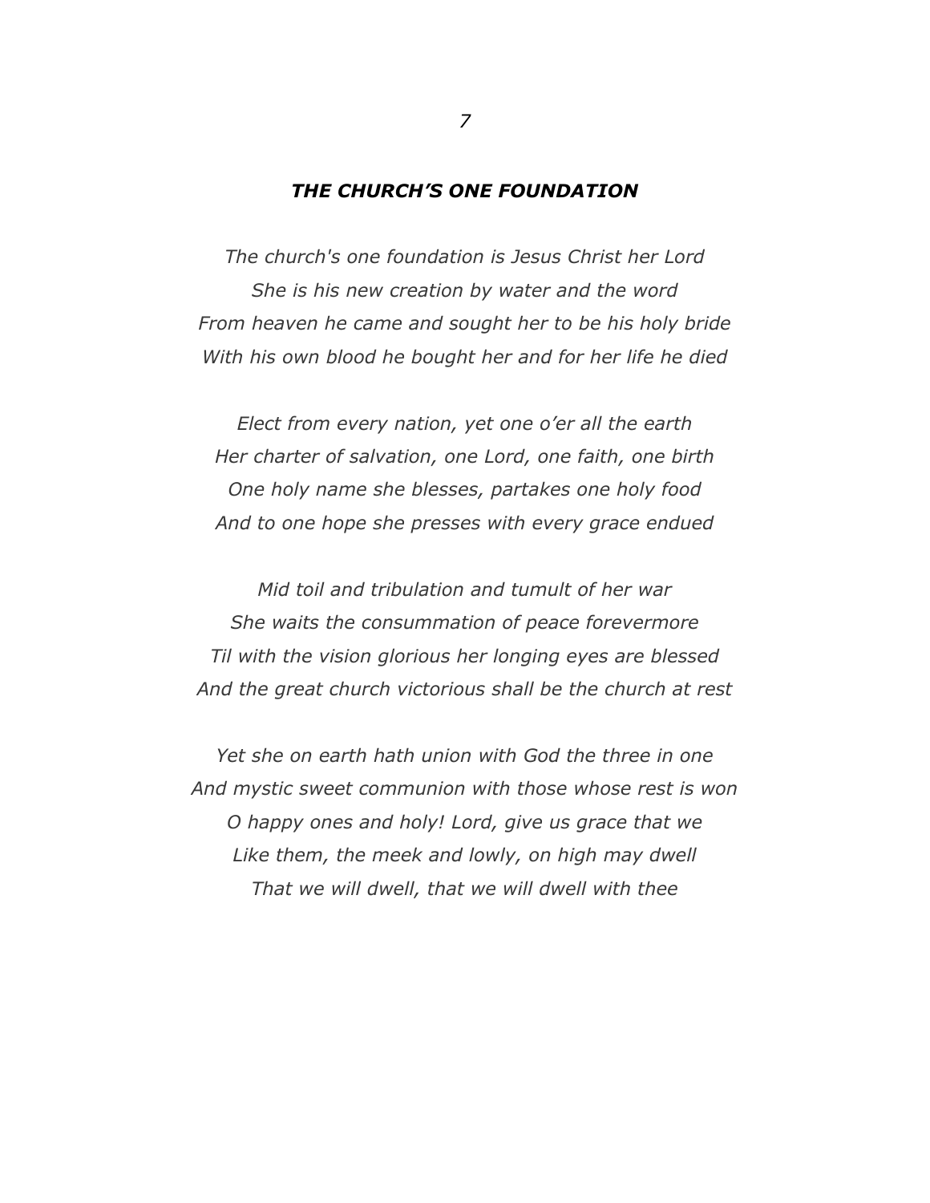## *THE CHURCH'S ONE FOUNDATION*

*The church's one foundation is Jesus Christ her Lord*
*She is his new creation by water and the word*
*From heaven he came and sought her to be his holy bride*
*With his own blood he bought her and for her life he died*

*Elect from every nation, yet one o'er all the earth*
*Her charter of salvation, one Lord, one faith, one birth*
*One holy name she blesses, partakes one holy food*
*And to one hope she presses with every grace endued*

*Mid toil and tribulation and tumult of her war*
*She waits the consummation of peace forevermore*
*Til with the vision glorious her longing eyes are blessed*
*And the great church victorious shall be the church at rest*

*Yet she on earth hath union with God the three in one*
*And mystic sweet communion with those whose rest is won*
*O happy ones and holy! Lord, give us grace that we*
*Like them, the meek and lowly, on high may dwell*
*That we will dwell, that we will dwell with thee*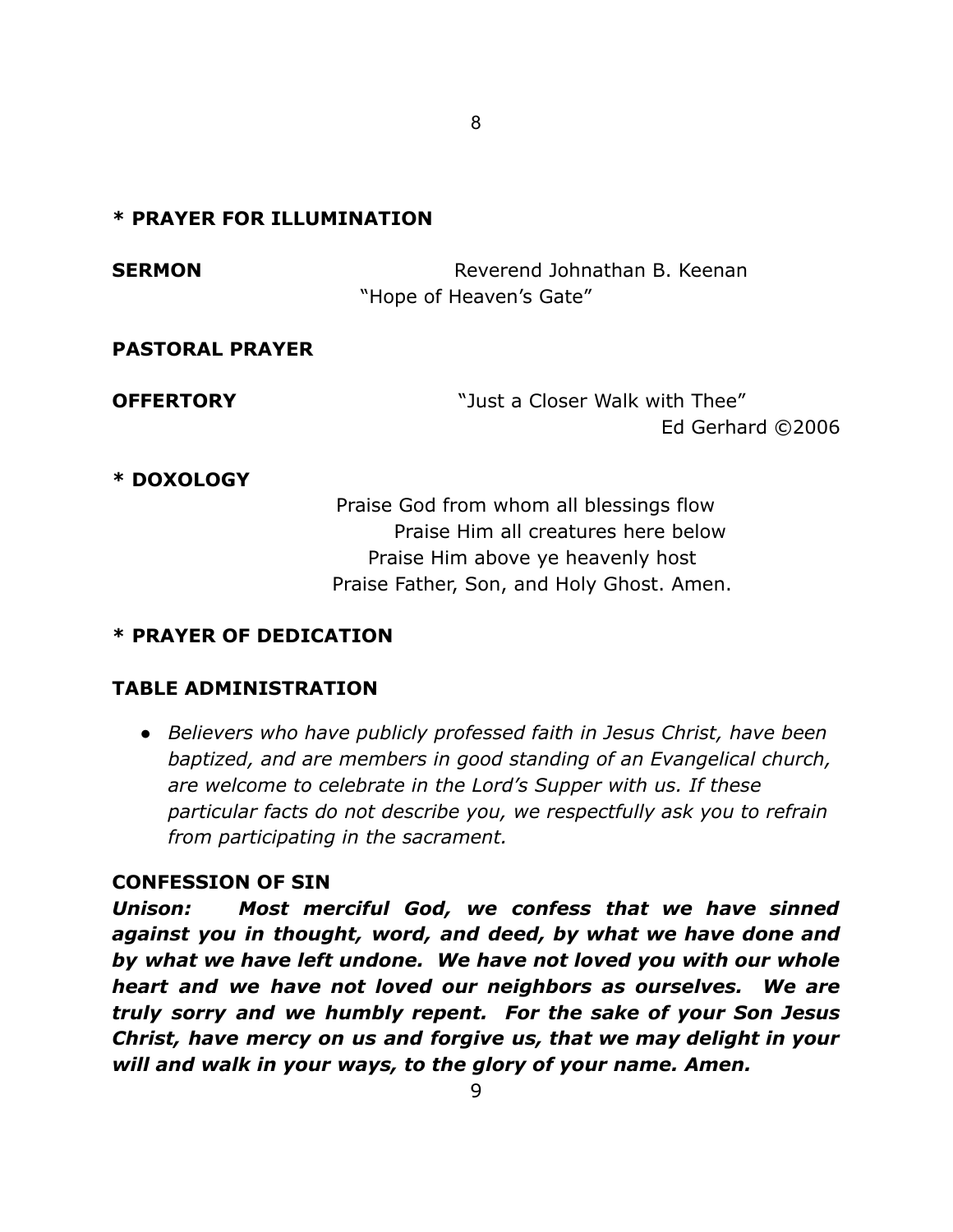**\* PRAYER FOR ILLUMINATION**

**SERMON** Reverend Johnathan B. Keenan
"Hope of Heaven's Gate"

**PASTORAL PRAYER**

**OFFERTORY** "Just a Closer Walk with Thee"
Ed Gerhard ©2006

**\* DOXOLOGY**

Praise God from whom all blessings flow
Praise Him all creatures here below
Praise Him above ye heavenly host
Praise Father, Son, and Holy Ghost. Amen.

**\* PRAYER OF DEDICATION**

**TABLE ADMINISTRATION**

- *Believers who have publicly professed faith in Jesus Christ, have been baptized, and are members in good standing of an Evangelical church, are welcome to celebrate in the Lord's Supper with us. If these particular facts do not describe you, we respectfully ask you to refrain from participating in the sacrament.*

**CONFESSION OF SIN**

***Unison: Most merciful God, we confess that we have sinned against you in thought, word, and deed, by what we have done and by what we have left undone. We have not loved you with our whole heart and we have not loved our neighbors as ourselves. We are truly sorry and we humbly repent. For the sake of your Son Jesus Christ, have mercy on us and forgive us, that we may delight in your will and walk in your ways, to the glory of your name. Amen.***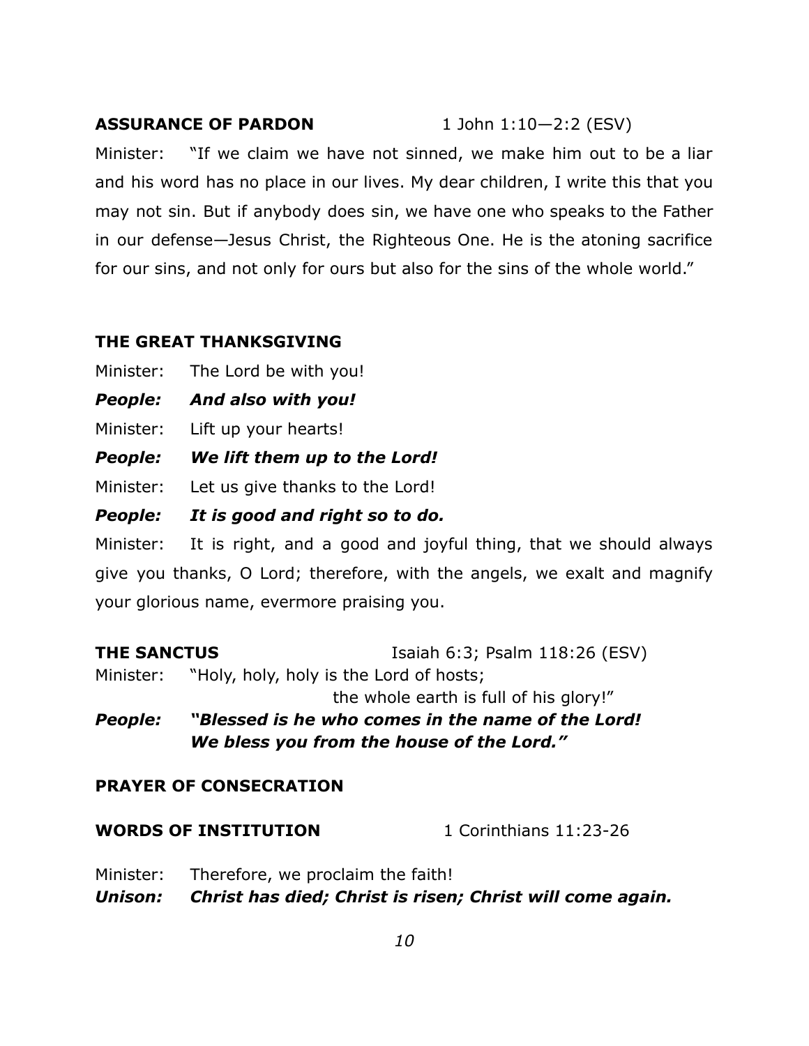**ASSURANCE OF PARDON** 1 John 1:10—2:2 (ESV)

Minister: "If we claim we have not sinned, we make him out to be a liar and his word has no place in our lives. My dear children, I write this that you may not sin. But if anybody does sin, we have one who speaks to the Father in our defense—Jesus Christ, the Righteous One. He is the atoning sacrifice for our sins, and not only for ours but also for the sins of the whole world."

**THE GREAT THANKSGIVING**

Minister: The Lord be with you!

***People: And also with you!***

Minister: Lift up your hearts!

***People: We lift them up to the Lord!***

Minister: Let us give thanks to the Lord!

***People: It is good and right so to do.***

Minister: It is right, and a good and joyful thing, that we should always give you thanks, O Lord; therefore, with the angels, we exalt and magnify your glorious name, evermore praising you.

**THE SANCTUS** Isaiah 6:3; Psalm 118:26 (ESV)

Minister: "Holy, holy, holy is the Lord of hosts;
the whole earth is full of his glory!"

***People: "Blessed is he who comes in the name of the Lord!***
***We bless you from the house of the Lord."***

**PRAYER OF CONSECRATION**

**WORDS OF INSTITUTION** 1 Corinthians 11:23-26

Minister: Therefore, we proclaim the faith!

***Unison: Christ has died; Christ is risen; Christ will come again.***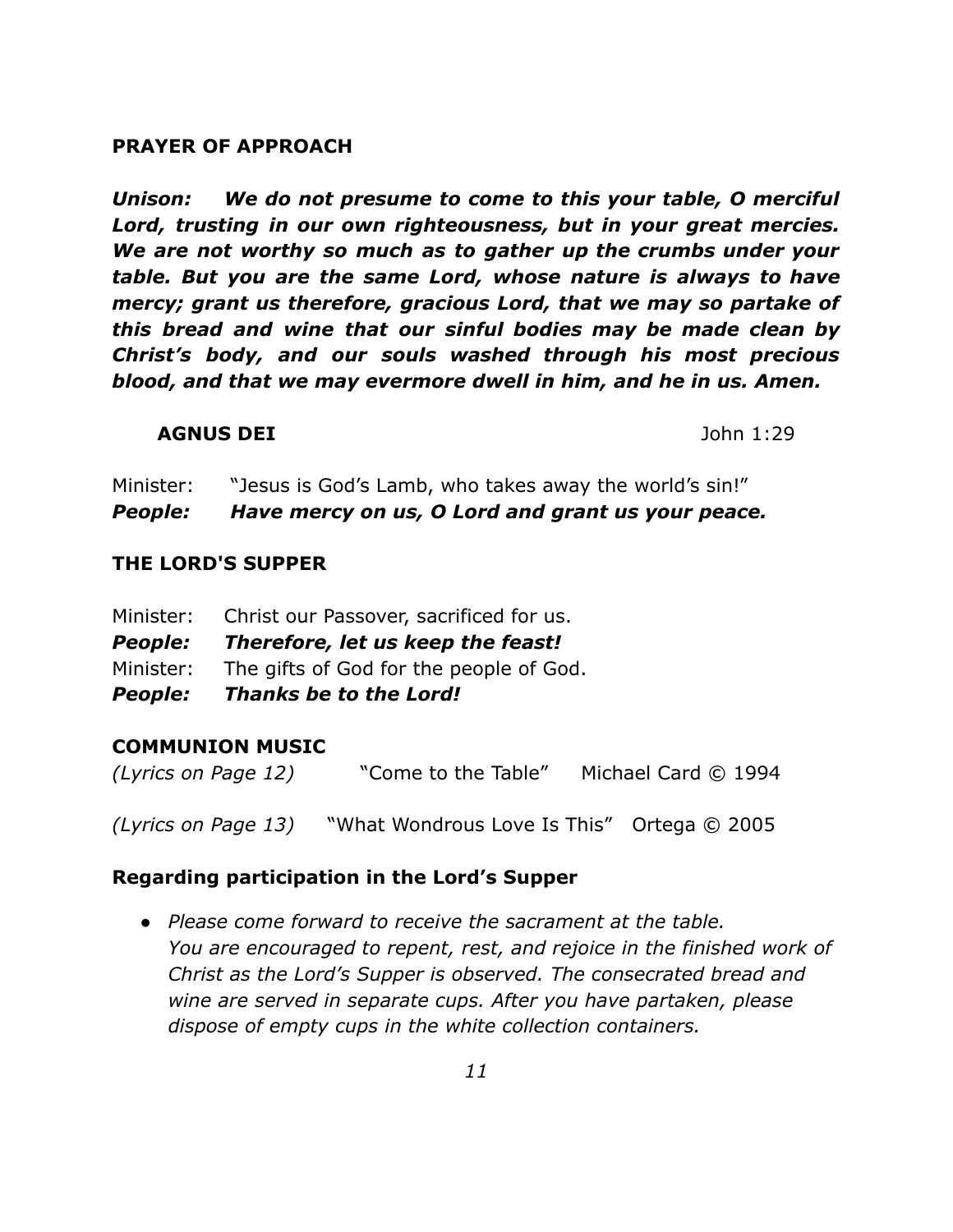## PRAYER OF APPROACH

***Unison:*** ***We do not presume to come to this your table, O merciful Lord, trusting in our own righteousness, but in your great mercies. We are not worthy so much as to gather up the crumbs under your table. But you are the same Lord, whose nature is always to have mercy; grant us therefore, gracious Lord, that we may so partake of this bread and wine that our sinful bodies may be made clean by Christ's body, and our souls washed through his most precious blood, and that we may evermore dwell in him, and he in us. Amen.***

### AGNUS DEI

John 1:29

Minister: "Jesus is God's Lamb, who takes away the world's sin!"
***People:*** ***Have mercy on us, O Lord and grant us your peace.***

## THE LORD'S SUPPER

Minister: Christ our Passover, sacrificed for us.
***People:*** ***Therefore, let us keep the feast!***
Minister: The gifts of God for the people of God.
***People:*** ***Thanks be to the Lord!***

## COMMUNION MUSIC

*(Lyrics on Page 12)* "Come to the Table" Michael Card © 1994

*(Lyrics on Page 13)* "What Wondrous Love Is This" Ortega © 2005

## Regarding participation in the Lord's Supper

- *Please come forward to receive the sacrament at the table. You are encouraged to repent, rest, and rejoice in the finished work of Christ as the Lord's Supper is observed. The consecrated bread and wine are served in separate cups. After you have partaken, please dispose of empty cups in the white collection containers.*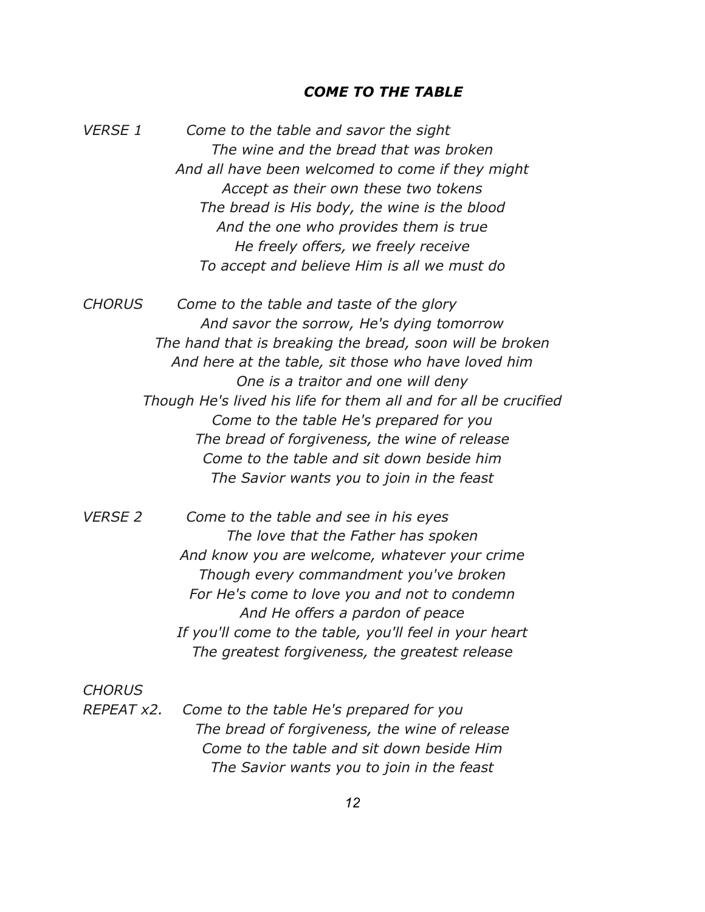### *COME TO THE TABLE*

*VERSE 1*
*Come to the table and savor the sight*
*The wine and the bread that was broken*
*And all have been welcomed to come if they might*
*Accept as their own these two tokens*
*The bread is His body, the wine is the blood*
*And the one who provides them is true*
*He freely offers, we freely receive*
*To accept and believe Him is all we must do*

*CHORUS*
*Come to the table and taste of the glory*
*And savor the sorrow, He's dying tomorrow*
*The hand that is breaking the bread, soon will be broken*
*And here at the table, sit those who have loved him*
*One is a traitor and one will deny*
*Though He's lived his life for them all and for all be crucified*
*Come to the table He's prepared for you*
*The bread of forgiveness, the wine of release*
*Come to the table and sit down beside him*
*The Savior wants you to join in the feast*

*VERSE 2*
*Come to the table and see in his eyes*
*The love that the Father has spoken*
*And know you are welcome, whatever your crime*
*Though every commandment you've broken*
*For He's come to love you and not to condemn*
*And He offers a pardon of peace*
*If you'll come to the table, you'll feel in your heart*
*The greatest forgiveness, the greatest release*

*CHORUS*

*REPEAT x2.*
*Come to the table He's prepared for you*
*The bread of forgiveness, the wine of release*
*Come to the table and sit down beside Him*
*The Savior wants you to join in the feast*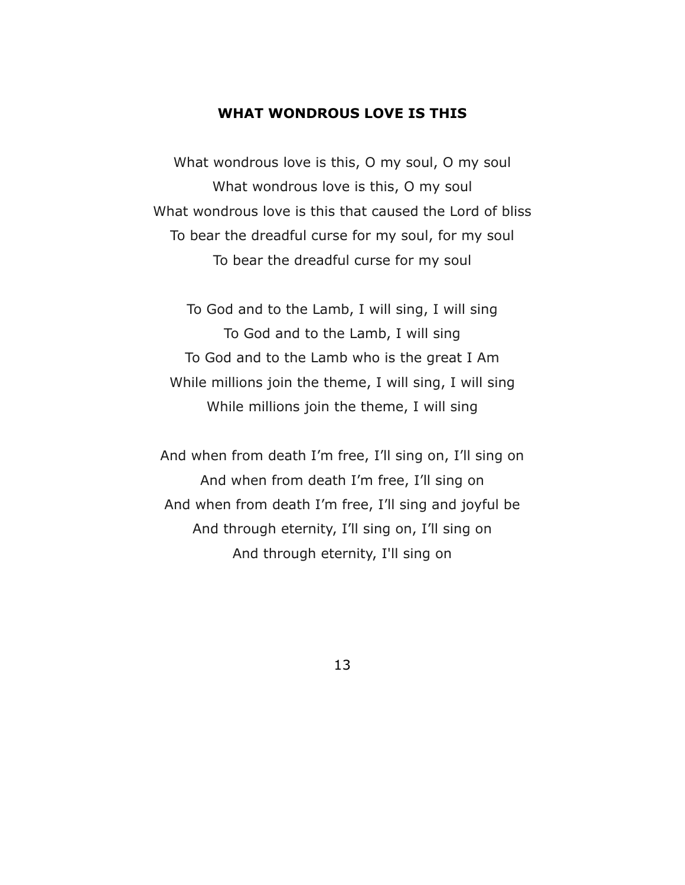## WHAT WONDROUS LOVE IS THIS

What wondrous love is this, O my soul, O my soul
What wondrous love is this, O my soul
What wondrous love is this that caused the Lord of bliss
To bear the dreadful curse for my soul, for my soul
To bear the dreadful curse for my soul

To God and to the Lamb, I will sing, I will sing
To God and to the Lamb, I will sing
To God and to the Lamb who is the great I Am
While millions join the theme, I will sing, I will sing
While millions join the theme, I will sing

And when from death I’m free, I’ll sing on, I’ll sing on
And when from death I’m free, I’ll sing on
And when from death I’m free, I’ll sing and joyful be
And through eternity, I’ll sing on, I’ll sing on
And through eternity, I'll sing on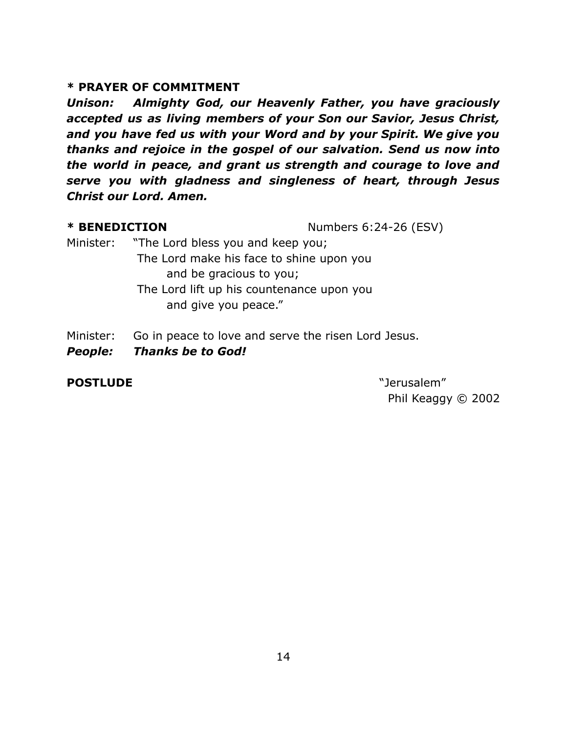**\* PRAYER OF COMMITMENT**

***Unison:*** ***Almighty God, our Heavenly Father, you have graciously accepted us as living members of your Son our Savior, Jesus Christ, and you have fed us with your Word and by your Spirit. We give you thanks and rejoice in the gospel of our salvation. Send us now into the world in peace, and grant us strength and courage to love and serve you with gladness and singleness of heart, through Jesus Christ our Lord. Amen.***

**\* BENEDICTION** Numbers 6:24-26 (ESV)

Minister: "The Lord bless you and keep you;
The Lord make his face to shine upon you
and be gracious to you;
The Lord lift up his countenance upon you
and give you peace."

Minister: Go in peace to love and serve the risen Lord Jesus.
***People:*** ***Thanks be to God!***

**POSTLUDE** "Jerusalem"
Phil Keaggy © 2002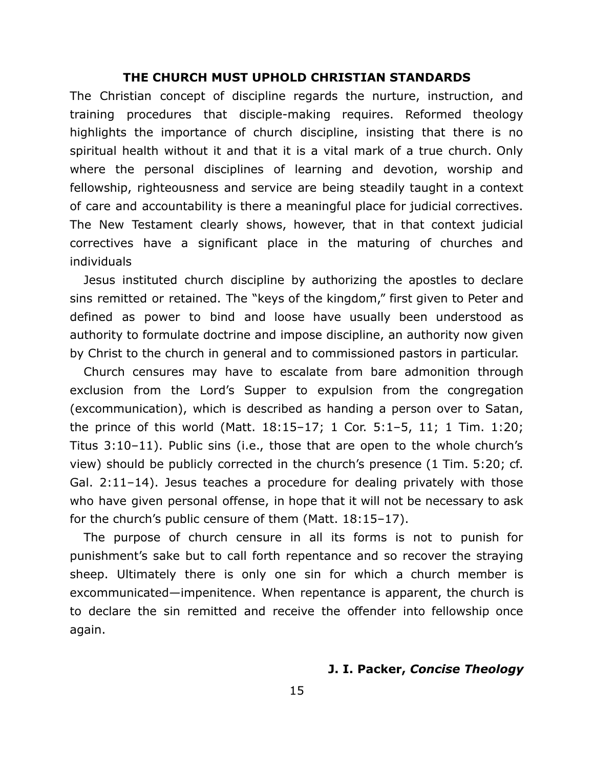## THE CHURCH MUST UPHOLD CHRISTIAN STANDARDS

The Christian concept of discipline regards the nurture, instruction, and training procedures that disciple-making requires. Reformed theology highlights the importance of church discipline, insisting that there is no spiritual health without it and that it is a vital mark of a true church. Only where the personal disciplines of learning and devotion, worship and fellowship, righteousness and service are being steadily taught in a context of care and accountability is there a meaningful place for judicial correctives. The New Testament clearly shows, however, that in that context judicial correctives have a significant place in the maturing of churches and individuals

Jesus instituted church discipline by authorizing the apostles to declare sins remitted or retained. The "keys of the kingdom," first given to Peter and defined as power to bind and loose have usually been understood as authority to formulate doctrine and impose discipline, an authority now given by Christ to the church in general and to commissioned pastors in particular.

Church censures may have to escalate from bare admonition through exclusion from the Lord's Supper to expulsion from the congregation (excommunication), which is described as handing a person over to Satan, the prince of this world (Matt. 18:15–17; 1 Cor. 5:1–5, 11; 1 Tim. 1:20; Titus 3:10–11). Public sins (i.e., those that are open to the whole church's view) should be publicly corrected in the church's presence (1 Tim. 5:20; cf. Gal. 2:11–14). Jesus teaches a procedure for dealing privately with those who have given personal offense, in hope that it will not be necessary to ask for the church's public censure of them (Matt. 18:15–17).

The purpose of church censure in all its forms is not to punish for punishment's sake but to call forth repentance and so recover the straying sheep. Ultimately there is only one sin for which a church member is excommunicated—impenitence. When repentance is apparent, the church is to declare the sin remitted and receive the offender into fellowship once again.

**J. I. Packer, *Concise Theology***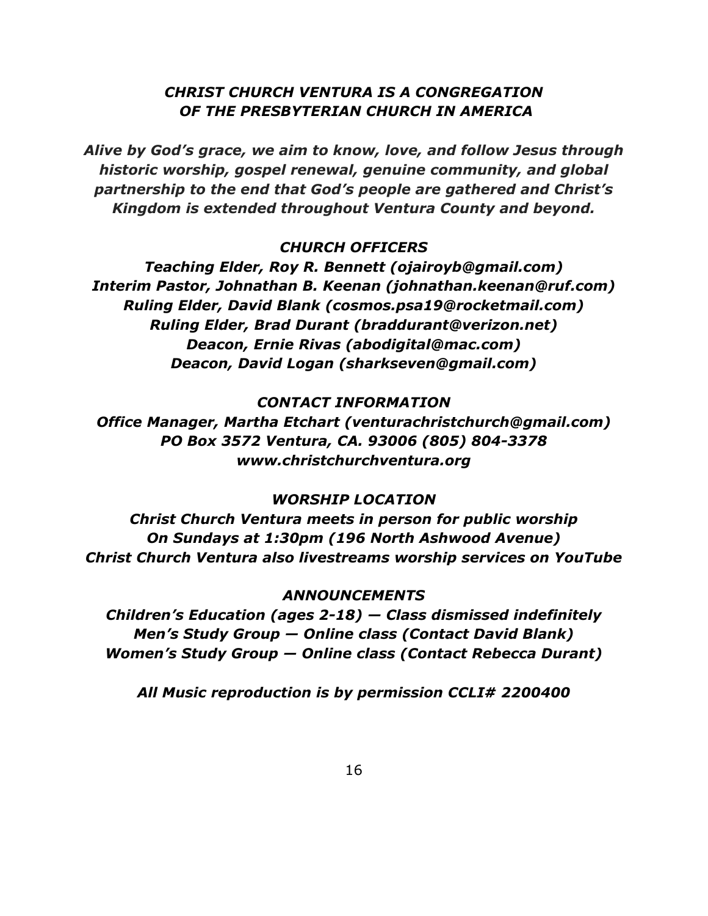***CHRIST CHURCH VENTURA IS A CONGREGATION OF THE PRESBYTERIAN CHURCH IN AMERICA***

***Alive by God's grace, we aim to know, love, and follow Jesus through historic worship, gospel renewal, genuine community, and global partnership to the end that God's people are gathered and Christ's Kingdom is extended throughout Ventura County and beyond.***

***CHURCH OFFICERS***

***Teaching Elder, Roy R. Bennett (ojairoyb@gmail.com)***
***Interim Pastor, Johnathan B. Keenan (johnathan.keenan@ruf.com)***
***Ruling Elder, David Blank (cosmos.psa19@rocketmail.com)***
***Ruling Elder, Brad Durant (braddurant@verizon.net)***
***Deacon, Ernie Rivas (abodigital@mac.com)***
***Deacon, David Logan (sharkseven@gmail.com)***

***CONTACT INFORMATION***

***Office Manager, Martha Etchart (venturachristchurch@gmail.com)***
***PO Box 3572 Ventura, CA. 93006 (805) 804-3378***
***www.christchurchventura.org***

***WORSHIP LOCATION***

***Christ Church Ventura meets in person for public worship***
***On Sundays at 1:30pm (196 North Ashwood Avenue)***
***Christ Church Ventura also livestreams worship services on YouTube***

***ANNOUNCEMENTS***

***Children's Education (ages 2-18) — Class dismissed indefinitely***
***Men's Study Group — Online class (Contact David Blank)***
***Women's Study Group — Online class (Contact Rebecca Durant)***

***All Music reproduction is by permission CCLI# 2200400***